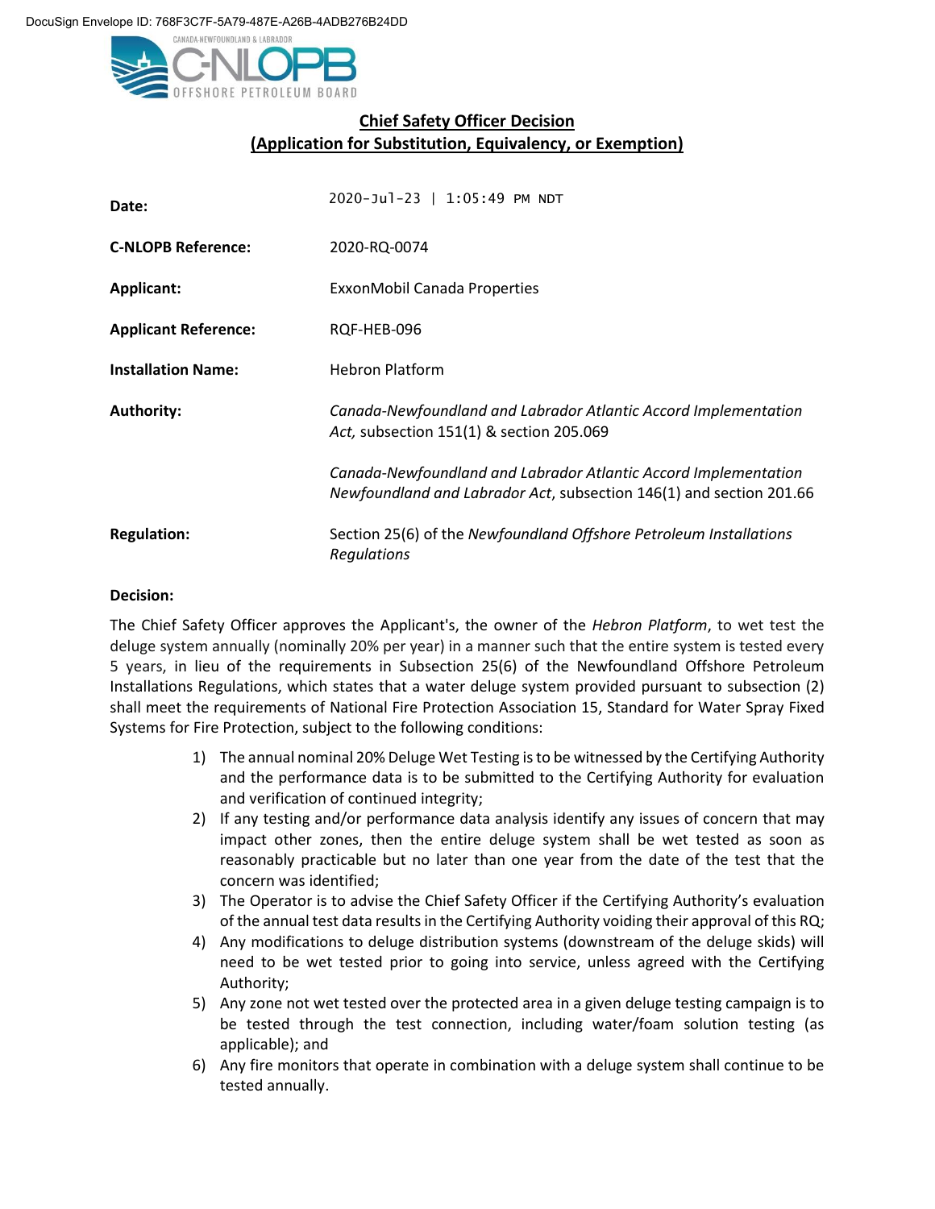DocuSign Envelope ID: 768F3C7F-5A79-487E-A26B-4ADB276B24DD

CANADA-NEWFOUNDLAND & LABRADOR
C-NLOPB
OFFSHORE PETROLEUM BOARD

## Chief Safety Officer Decision
## (Application for Substitution, Equivalency, or Exemption)

| | |
|---|---|
| **Date:** | 2020-Jul-23 \| 1:05:49 PM NDT |
| **C-NLOPB Reference:** | 2020-RQ-0074 |
| **Applicant:** | ExxonMobil Canada Properties |
| **Applicant Reference:** | RQF-HEB-096 |
| **Installation Name:** | Hebron Platform |
| **Authority:** | *Canada-Newfoundland and Labrador Atlantic Accord Implementation Act,* subsection 151(1) & section 205.069<br><br>*Canada-Newfoundland and Labrador Atlantic Accord Implementation Newfoundland and Labrador Act*, subsection 146(1) and section 201.66 |
| **Regulation:** | Section 25(6) of the *Newfoundland Offshore Petroleum Installations Regulations* |

**Decision:**

The Chief Safety Officer approves the Applicant's, the owner of the *Hebron Platform*, to wet test the deluge system annually (nominally 20% per year) in a manner such that the entire system is tested every 5 years, in lieu of the requirements in Subsection 25(6) of the Newfoundland Offshore Petroleum Installations Regulations, which states that a water deluge system provided pursuant to subsection (2) shall meet the requirements of National Fire Protection Association 15, Standard for Water Spray Fixed Systems for Fire Protection, subject to the following conditions:

1) The annual nominal 20% Deluge Wet Testing is to be witnessed by the Certifying Authority and the performance data is to be submitted to the Certifying Authority for evaluation and verification of continued integrity;
2) If any testing and/or performance data analysis identify any issues of concern that may impact other zones, then the entire deluge system shall be wet tested as soon as reasonably practicable but no later than one year from the date of the test that the concern was identified;
3) The Operator is to advise the Chief Safety Officer if the Certifying Authority's evaluation of the annual test data results in the Certifying Authority voiding their approval of this RQ;
4) Any modifications to deluge distribution systems (downstream of the deluge skids) will need to be wet tested prior to going into service, unless agreed with the Certifying Authority;
5) Any zone not wet tested over the protected area in a given deluge testing campaign is to be tested through the test connection, including water/foam solution testing (as applicable); and
6) Any fire monitors that operate in combination with a deluge system shall continue to be tested annually.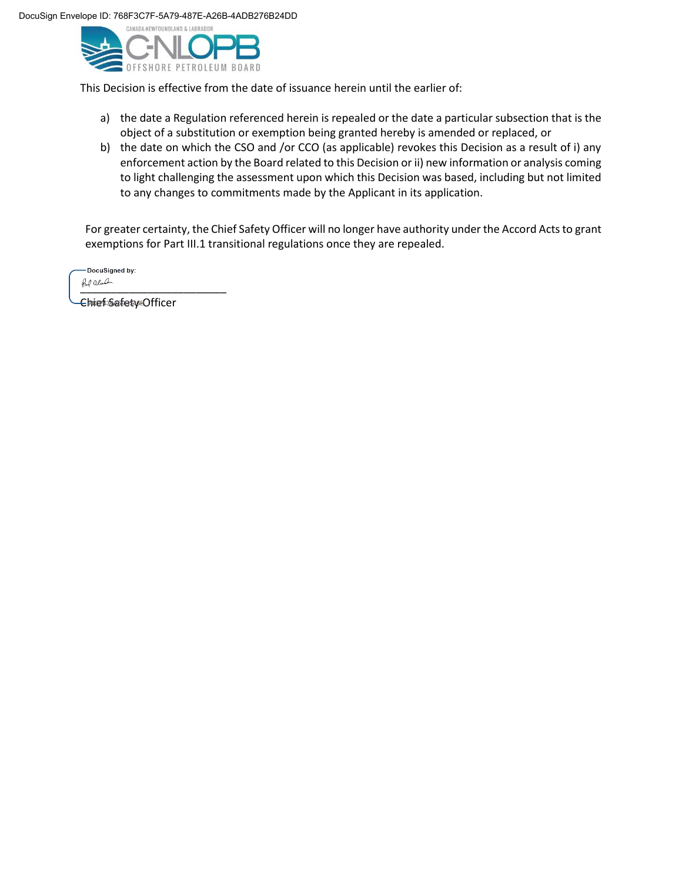This Decision is effective from the date of issuance herein until the earlier of:

a) the date a Regulation referenced herein is repealed or the date a particular subsection that is the object of a substitution or exemption being granted hereby is amended or replaced, or
b) the date on which the CSO and /or CCO (as applicable) revokes this Decision as a result of i) any enforcement action by the Board related to this Decision or ii) new information or analysis coming to light challenging the assessment upon which this Decision was based, including but not limited to any changes to commitments made by the Applicant in its application.

For greater certainty, the Chief Safety Officer will no longer have authority under the Accord Acts to grant exemptions for Part III.1 transitional regulations once they are repealed.

DocuSigned by:

\_\_\_\_\_\_\_\_\_\_\_\_\_\_\_\_\_\_\_\_\_\_\_\_\_\_\_

Chief Safety Officer